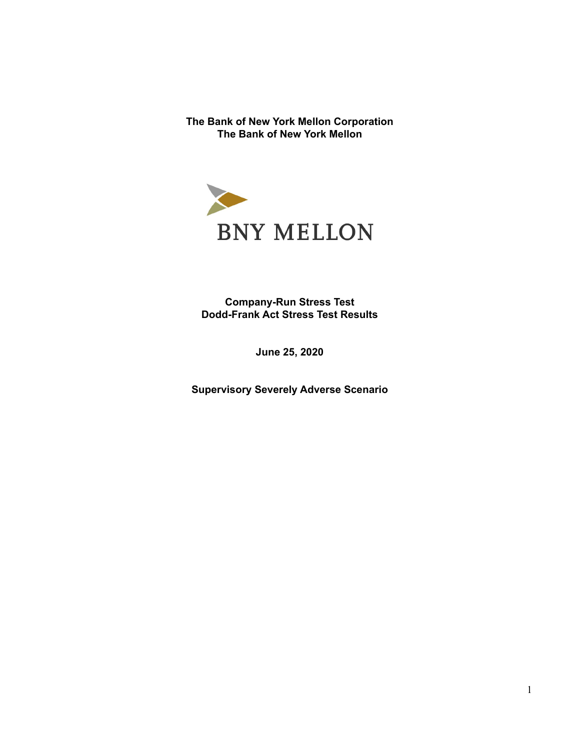**The Bank of New York Mellon Corporation**
**The Bank of New York Mellon**

BNY MELLON

**Company-Run Stress Test**
**Dodd-Frank Act Stress Test Results**

**June 25, 2020**

**Supervisory Severely Adverse Scenario**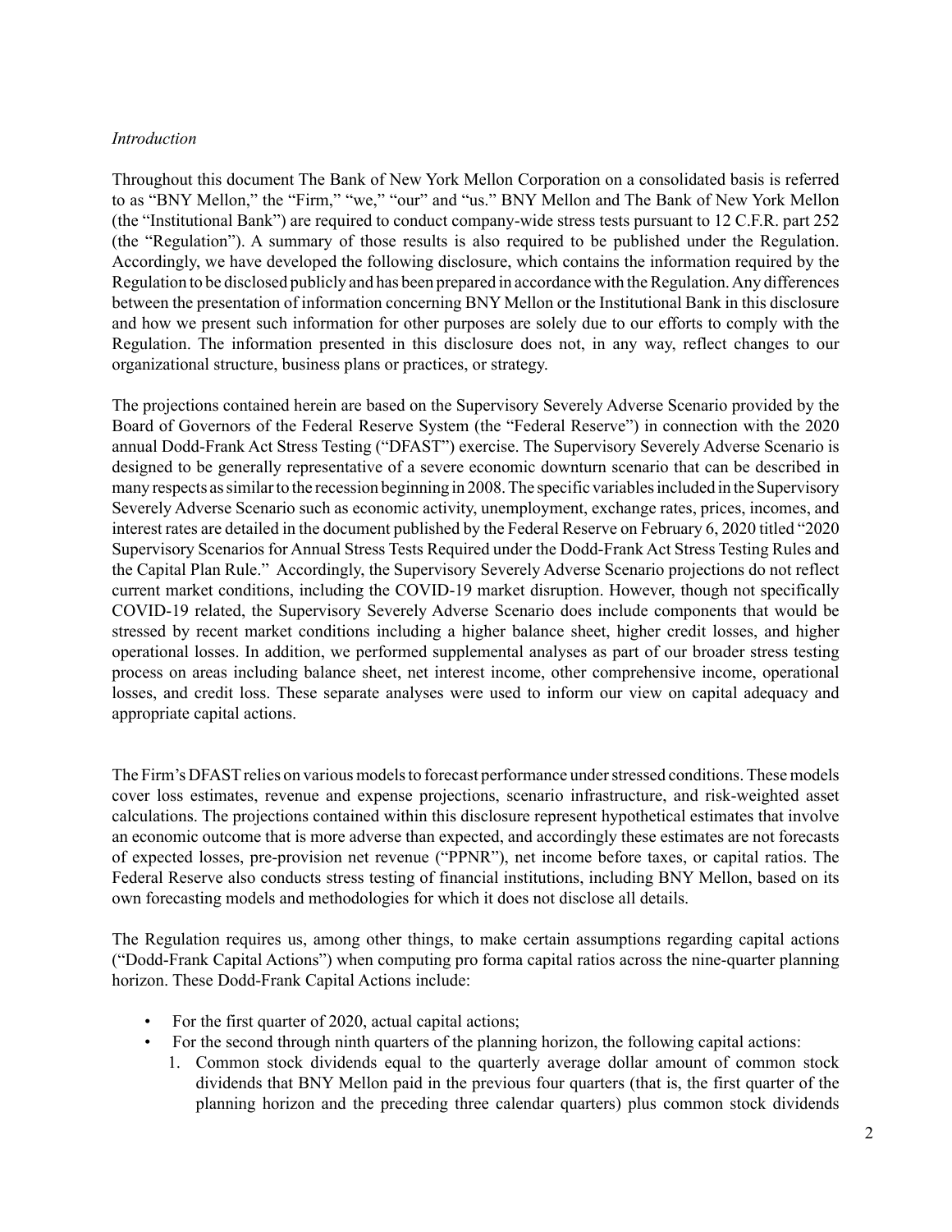*Introduction*

Throughout this document The Bank of New York Mellon Corporation on a consolidated basis is referred to as "BNY Mellon," the "Firm," "we," "our" and "us." BNY Mellon and The Bank of New York Mellon (the "Institutional Bank") are required to conduct company-wide stress tests pursuant to 12 C.F.R. part 252 (the "Regulation"). A summary of those results is also required to be published under the Regulation. Accordingly, we have developed the following disclosure, which contains the information required by the Regulation to be disclosed publicly and has been prepared in accordance with the Regulation. Any differences between the presentation of information concerning BNY Mellon or the Institutional Bank in this disclosure and how we present such information for other purposes are solely due to our efforts to comply with the Regulation. The information presented in this disclosure does not, in any way, reflect changes to our organizational structure, business plans or practices, or strategy.

The projections contained herein are based on the Supervisory Severely Adverse Scenario provided by the Board of Governors of the Federal Reserve System (the "Federal Reserve") in connection with the 2020 annual Dodd-Frank Act Stress Testing ("DFAST") exercise. The Supervisory Severely Adverse Scenario is designed to be generally representative of a severe economic downturn scenario that can be described in many respects as similar to the recession beginning in 2008. The specific variables included in the Supervisory Severely Adverse Scenario such as economic activity, unemployment, exchange rates, prices, incomes, and interest rates are detailed in the document published by the Federal Reserve on February 6, 2020 titled "2020 Supervisory Scenarios for Annual Stress Tests Required under the Dodd-Frank Act Stress Testing Rules and the Capital Plan Rule." Accordingly, the Supervisory Severely Adverse Scenario projections do not reflect current market conditions, including the COVID-19 market disruption. However, though not specifically COVID-19 related, the Supervisory Severely Adverse Scenario does include components that would be stressed by recent market conditions including a higher balance sheet, higher credit losses, and higher operational losses. In addition, we performed supplemental analyses as part of our broader stress testing process on areas including balance sheet, net interest income, other comprehensive income, operational losses, and credit loss. These separate analyses were used to inform our view on capital adequacy and appropriate capital actions.

The Firm's DFAST relies on various models to forecast performance under stressed conditions. These models cover loss estimates, revenue and expense projections, scenario infrastructure, and risk-weighted asset calculations. The projections contained within this disclosure represent hypothetical estimates that involve an economic outcome that is more adverse than expected, and accordingly these estimates are not forecasts of expected losses, pre-provision net revenue ("PPNR"), net income before taxes, or capital ratios. The Federal Reserve also conducts stress testing of financial institutions, including BNY Mellon, based on its own forecasting models and methodologies for which it does not disclose all details.

The Regulation requires us, among other things, to make certain assumptions regarding capital actions ("Dodd-Frank Capital Actions") when computing pro forma capital ratios across the nine-quarter planning horizon. These Dodd-Frank Capital Actions include:

- For the first quarter of 2020, actual capital actions;
- For the second through ninth quarters of the planning horizon, the following capital actions:
    1. Common stock dividends equal to the quarterly average dollar amount of common stock dividends that BNY Mellon paid in the previous four quarters (that is, the first quarter of the planning horizon and the preceding three calendar quarters) plus common stock dividends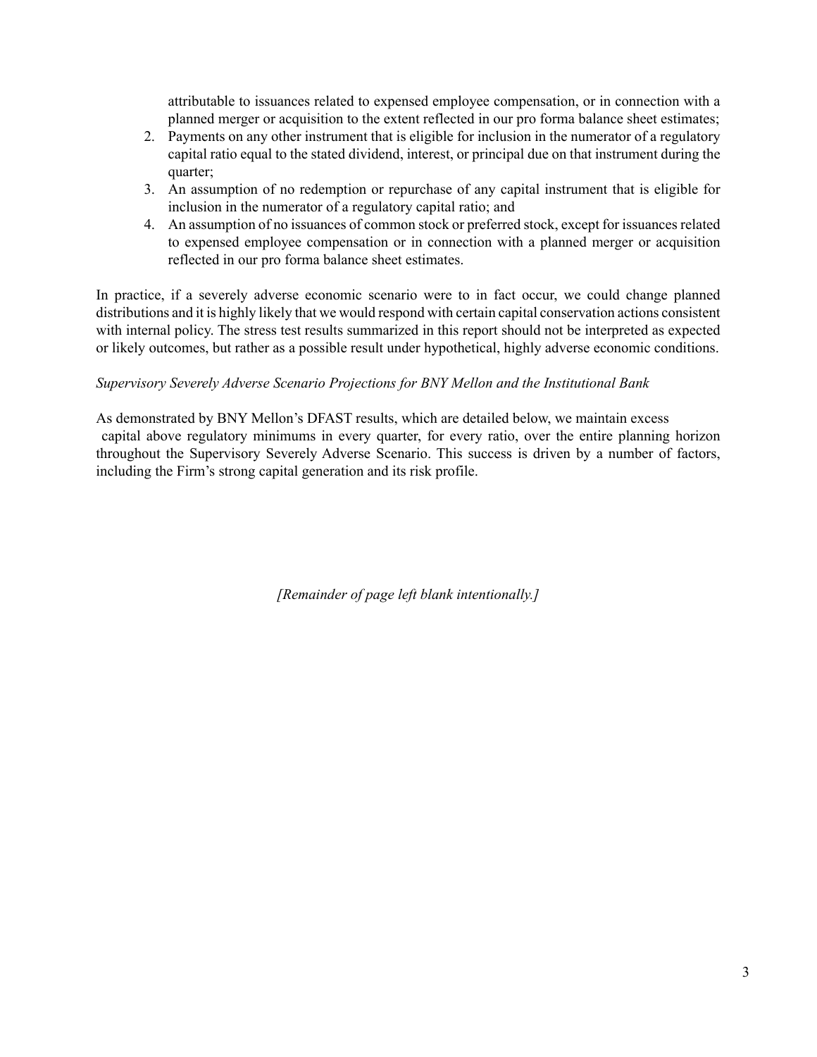attributable to issuances related to expensed employee compensation, or in connection with a planned merger or acquisition to the extent reflected in our pro forma balance sheet estimates;

2. Payments on any other instrument that is eligible for inclusion in the numerator of a regulatory capital ratio equal to the stated dividend, interest, or principal due on that instrument during the quarter;
3. An assumption of no redemption or repurchase of any capital instrument that is eligible for inclusion in the numerator of a regulatory capital ratio; and
4. An assumption of no issuances of common stock or preferred stock, except for issuances related to expensed employee compensation or in connection with a planned merger or acquisition reflected in our pro forma balance sheet estimates.

In practice, if a severely adverse economic scenario were to in fact occur, we could change planned distributions and it is highly likely that we would respond with certain capital conservation actions consistent with internal policy. The stress test results summarized in this report should not be interpreted as expected or likely outcomes, but rather as a possible result under hypothetical, highly adverse economic conditions.

*Supervisory Severely Adverse Scenario Projections for BNY Mellon and the Institutional Bank*

As demonstrated by BNY Mellon's DFAST results, which are detailed below, we maintain excess capital above regulatory minimums in every quarter, for every ratio, over the entire planning horizon throughout the Supervisory Severely Adverse Scenario. This success is driven by a number of factors, including the Firm's strong capital generation and its risk profile.

*[Remainder of page left blank intentionally.]*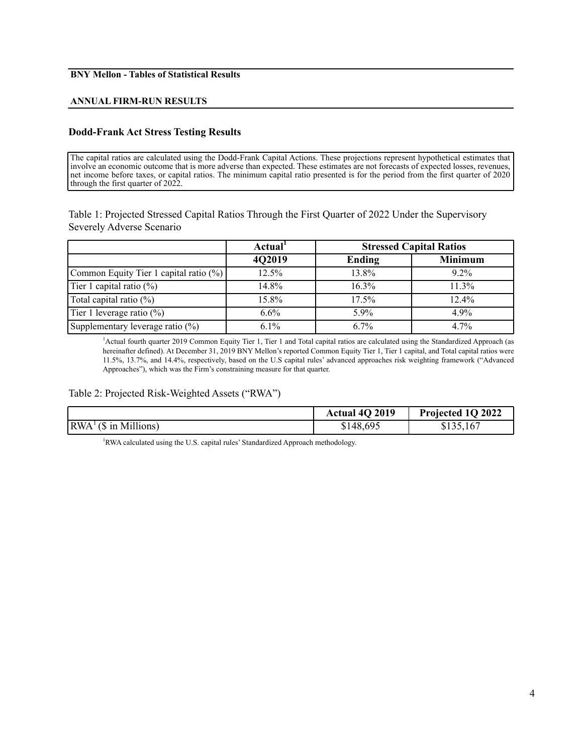**BNY Mellon - Tables of Statistical Results**

**ANNUAL FIRM-RUN RESULTS**

### Dodd-Frank Act Stress Testing Results

The capital ratios are calculated using the Dodd-Frank Capital Actions. These projections represent hypothetical estimates that involve an economic outcome that is more adverse than expected. These estimates are not forecasts of expected losses, revenues, net income before taxes, or capital ratios. The minimum capital ratio presented is for the period from the first quarter of 2020 through the first quarter of 2022.

Table 1: Projected Stressed Capital Ratios Through the First Quarter of 2022 Under the Supervisory Severely Adverse Scenario

| | **Actual[1]** | **Stressed Capital Ratios** | |
|---|---|---|---|
| | **4Q2019** | **Ending** | **Minimum** |
| Common Equity Tier 1 capital ratio (%) | 12.5% | 13.8% | 9.2% |
| Tier 1 capital ratio (%) | 14.8% | 16.3% | 11.3% |
| Total capital ratio (%) | 15.8% | 17.5% | 12.4% |
| Tier 1 leverage ratio (%) | 6.6% | 5.9% | 4.9% |
| Supplementary leverage ratio (%) | 6.1% | 6.7% | 4.7% |

[1]Actual fourth quarter 2019 Common Equity Tier 1, Tier 1 and Total capital ratios are calculated using the Standardized Approach (as hereinafter defined). At December 31, 2019 BNY Mellon's reported Common Equity Tier 1, Tier 1 capital, and Total capital ratios were 11.5%, 13.7%, and 14.4%, respectively, based on the U.S capital rules' advanced approaches risk weighting framework ("Advanced Approaches"), which was the Firm's constraining measure for that quarter.

Table 2: Projected Risk-Weighted Assets ("RWA")

| | **Actual 4Q 2019** | **Projected 1Q 2022** |
|---|---|---|
| RWA[1] ($ in Millions) | $148,695 | $135,167 |

[1]RWA calculated using the U.S. capital rules' Standardized Approach methodology.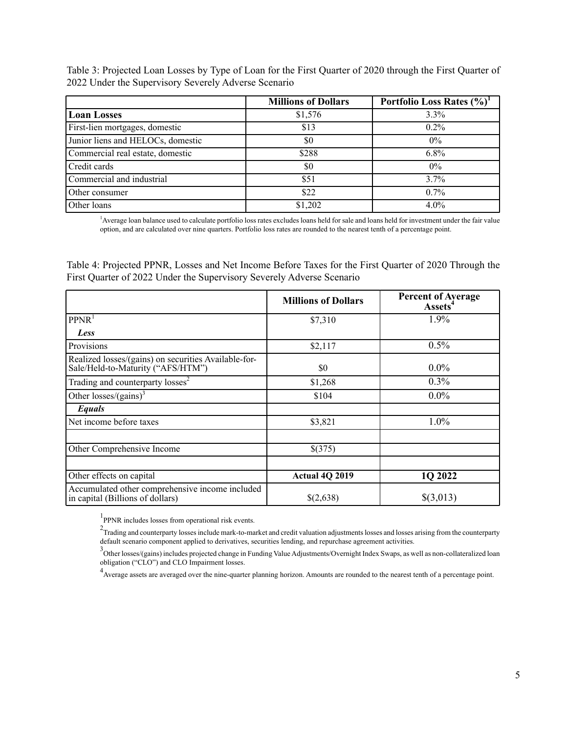Table 3: Projected Loan Losses by Type of Loan for the First Quarter of 2020 through the First Quarter of 2022 Under the Supervisory Severely Adverse Scenario

| | Millions of Dollars | Portfolio Loss Rates (%)[1] |
|---|---|---|
| **Loan Losses** | $1,576 | 3.3% |
| First-lien mortgages, domestic | $13 | 0.2% |
| Junior liens and HELOCs, domestic | $0 | 0% |
| Commercial real estate, domestic | $288 | 6.8% |
| Credit cards | $0 | 0% |
| Commercial and industrial | $51 | 3.7% |
| Other consumer | $22 | 0.7% |
| Other loans | $1,202 | 4.0% |

[1]Average loan balance used to calculate portfolio loss rates excludes loans held for sale and loans held for investment under the fair value option, and are calculated over nine quarters. Portfolio loss rates are rounded to the nearest tenth of a percentage point.

Table 4: Projected PPNR, Losses and Net Income Before Taxes for the First Quarter of 2020 Through the First Quarter of 2022 Under the Supervisory Severely Adverse Scenario

| | Millions of Dollars | Percent of Average Assets[4] |
|---|---|---|
| PPNR[1] | $7,310 | 1.9% |
| ***Less*** | | |
| Provisions | $2,117 | 0.5% |
| Realized losses/(gains) on securities Available-for-Sale/Held-to-Maturity ("AFS/HTM") | $0 | 0.0% |
| Trading and counterparty losses[2] | $1,268 | 0.3% |
| Other losses/(gains)[3] | $104 | 0.0% |
| ***Equals*** | | |
| Net income before taxes | $3,821 | 1.0% |
| | | |
| Other Comprehensive Income | $(375) | |
| | | |
| Other effects on capital | **Actual 4Q 2019** | **1Q 2022** |
| Accumulated other comprehensive income included in capital (Billions of dollars) | $(2,638) | $(3,013) |

[1]PPNR includes losses from operational risk events.

[2]Trading and counterparty losses include mark-to-market and credit valuation adjustments losses and losses arising from the counterparty default scenario component applied to derivatives, securities lending, and repurchase agreement activities.

[3]Other losses/(gains) includes projected change in Funding Value Adjustments/Overnight Index Swaps, as well as non-collateralized loan obligation ("CLO") and CLO Impairment losses.

[4]Average assets are averaged over the nine-quarter planning horizon. Amounts are rounded to the nearest tenth of a percentage point.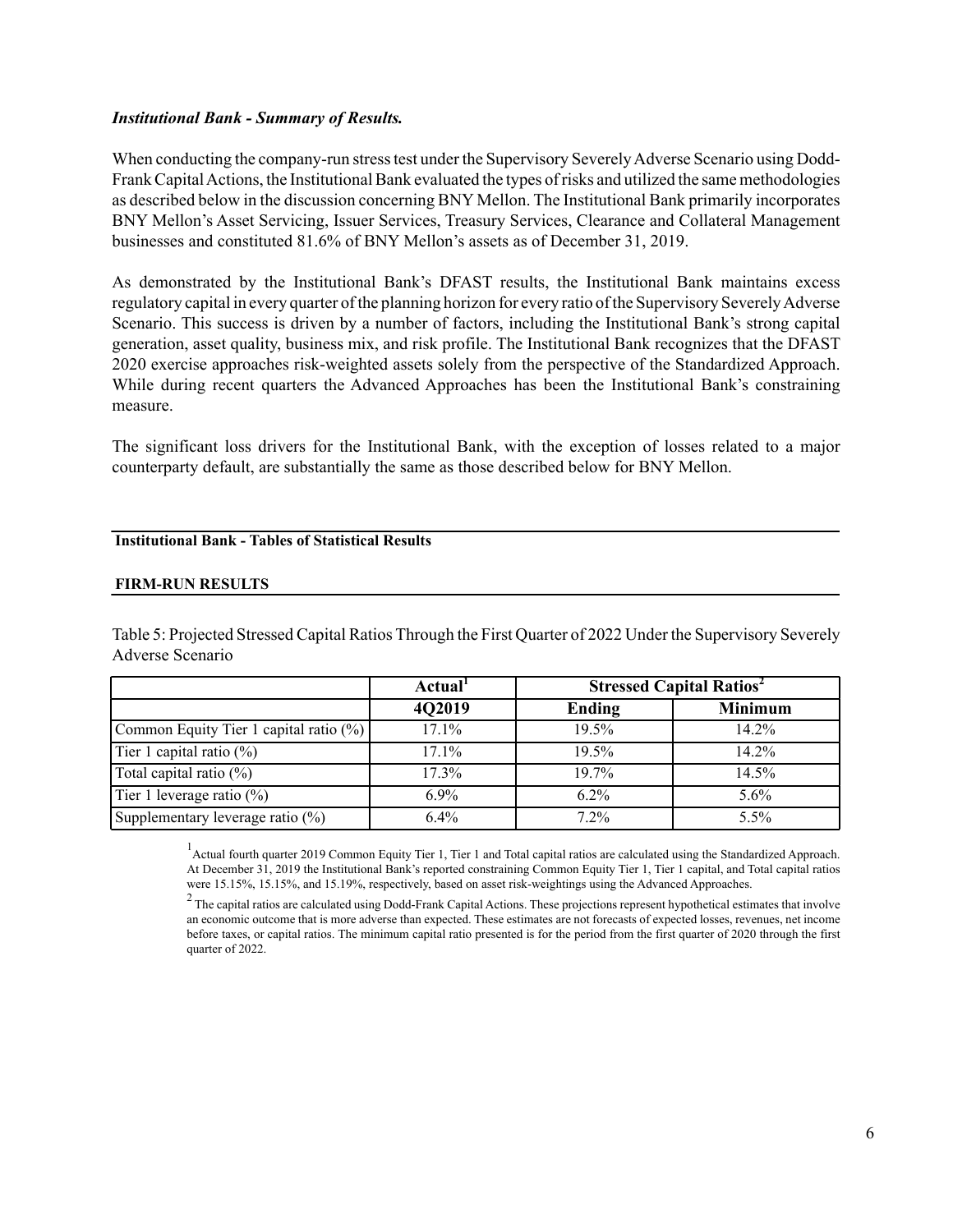***Institutional Bank - Summary of Results.***

When conducting the company-run stress test under the Supervisory Severely Adverse Scenario using Dodd-Frank Capital Actions, the Institutional Bank evaluated the types of risks and utilized the same methodologies as described below in the discussion concerning BNY Mellon. The Institutional Bank primarily incorporates BNY Mellon's Asset Servicing, Issuer Services, Treasury Services, Clearance and Collateral Management businesses and constituted 81.6% of BNY Mellon's assets as of December 31, 2019.

As demonstrated by the Institutional Bank's DFAST results, the Institutional Bank maintains excess regulatory capital in every quarter of the planning horizon for every ratio of the Supervisory Severely Adverse Scenario. This success is driven by a number of factors, including the Institutional Bank's strong capital generation, asset quality, business mix, and risk profile. The Institutional Bank recognizes that the DFAST 2020 exercise approaches risk-weighted assets solely from the perspective of the Standardized Approach. While during recent quarters the Advanced Approaches has been the Institutional Bank's constraining measure.

The significant loss drivers for the Institutional Bank, with the exception of losses related to a major counterparty default, are substantially the same as those described below for BNY Mellon.

**Institutional Bank - Tables of Statistical Results**

**FIRM-RUN RESULTS**

Table 5: Projected Stressed Capital Ratios Through the First Quarter of 2022 Under the Supervisory Severely Adverse Scenario

| | Actual[1] | Stressed Capital Ratios[2] | |
|---|---|---|---|
| | 4Q2019 | Ending | Minimum |
| Common Equity Tier 1 capital ratio (%) | 17.1% | 19.5% | 14.2% |
| Tier 1 capital ratio (%) | 17.1% | 19.5% | 14.2% |
| Total capital ratio (%) | 17.3% | 19.7% | 14.5% |
| Tier 1 leverage ratio (%) | 6.9% | 6.2% | 5.6% |
| Supplementary leverage ratio (%) | 6.4% | 7.2% | 5.5% |

[1] Actual fourth quarter 2019 Common Equity Tier 1, Tier 1 and Total capital ratios are calculated using the Standardized Approach. At December 31, 2019 the Institutional Bank's reported constraining Common Equity Tier 1, Tier 1 capital, and Total capital ratios were 15.15%, 15.15%, and 15.19%, respectively, based on asset risk-weightings using the Advanced Approaches.

[2] The capital ratios are calculated using Dodd-Frank Capital Actions. These projections represent hypothetical estimates that involve an economic outcome that is more adverse than expected. These estimates are not forecasts of expected losses, revenues, net income before taxes, or capital ratios. The minimum capital ratio presented is for the period from the first quarter of 2020 through the first quarter of 2022.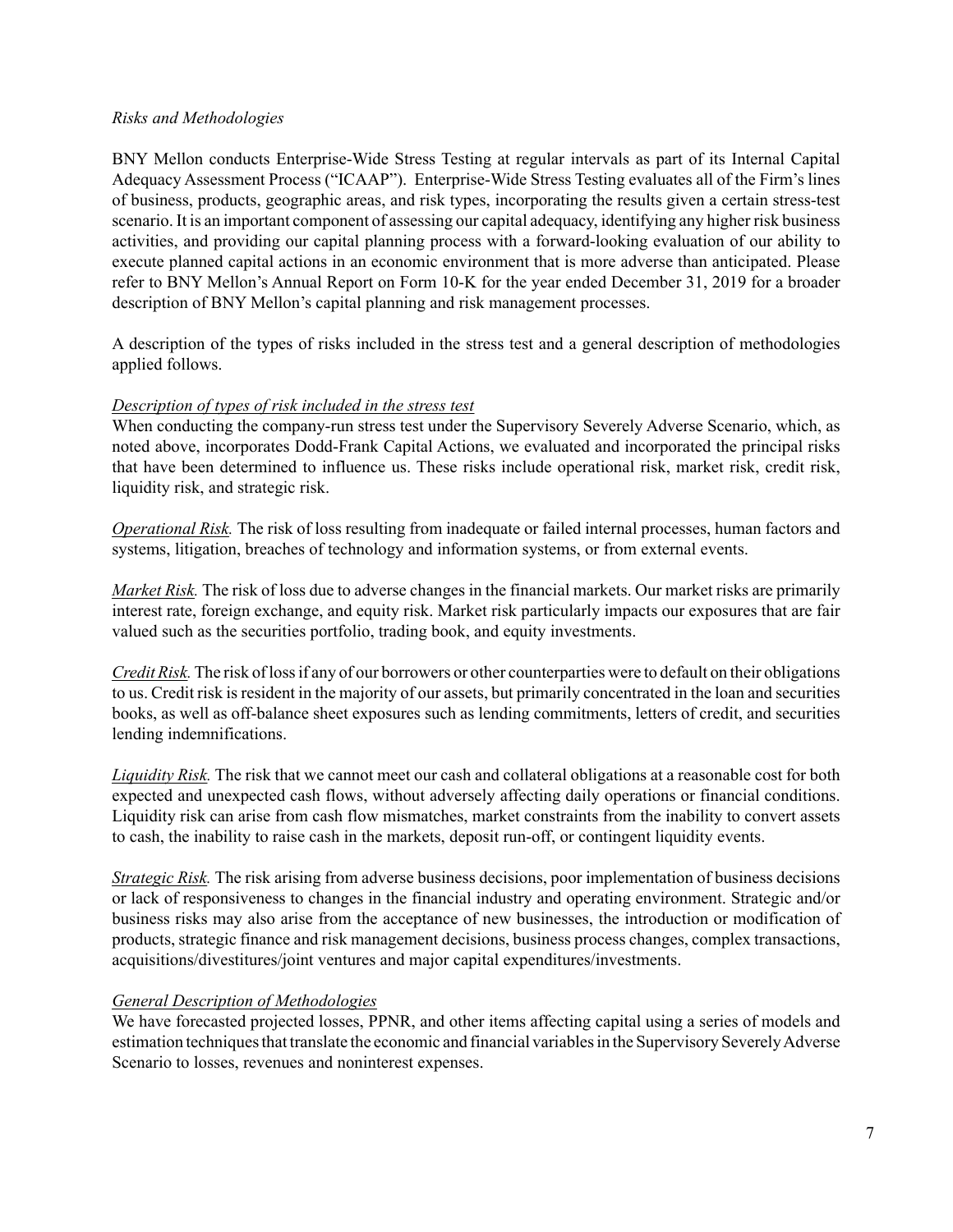*Risks and Methodologies*

BNY Mellon conducts Enterprise-Wide Stress Testing at regular intervals as part of its Internal Capital Adequacy Assessment Process ("ICAAP"). Enterprise-Wide Stress Testing evaluates all of the Firm's lines of business, products, geographic areas, and risk types, incorporating the results given a certain stress-test scenario. It is an important component of assessing our capital adequacy, identifying any higher risk business activities, and providing our capital planning process with a forward-looking evaluation of our ability to execute planned capital actions in an economic environment that is more adverse than anticipated. Please refer to BNY Mellon's Annual Report on Form 10-K for the year ended December 31, 2019 for a broader description of BNY Mellon's capital planning and risk management processes.

A description of the types of risks included in the stress test and a general description of methodologies applied follows.

*Description of types of risk included in the stress test*

When conducting the company-run stress test under the Supervisory Severely Adverse Scenario, which, as noted above, incorporates Dodd-Frank Capital Actions, we evaluated and incorporated the principal risks that have been determined to influence us. These risks include operational risk, market risk, credit risk, liquidity risk, and strategic risk.

*Operational Risk.* The risk of loss resulting from inadequate or failed internal processes, human factors and systems, litigation, breaches of technology and information systems, or from external events.

*Market Risk.* The risk of loss due to adverse changes in the financial markets. Our market risks are primarily interest rate, foreign exchange, and equity risk. Market risk particularly impacts our exposures that are fair valued such as the securities portfolio, trading book, and equity investments.

*Credit Risk.* The risk of loss if any of our borrowers or other counterparties were to default on their obligations to us. Credit risk is resident in the majority of our assets, but primarily concentrated in the loan and securities books, as well as off-balance sheet exposures such as lending commitments, letters of credit, and securities lending indemnifications.

*Liquidity Risk.* The risk that we cannot meet our cash and collateral obligations at a reasonable cost for both expected and unexpected cash flows, without adversely affecting daily operations or financial conditions. Liquidity risk can arise from cash flow mismatches, market constraints from the inability to convert assets to cash, the inability to raise cash in the markets, deposit run-off, or contingent liquidity events.

*Strategic Risk.* The risk arising from adverse business decisions, poor implementation of business decisions or lack of responsiveness to changes in the financial industry and operating environment. Strategic and/or business risks may also arise from the acceptance of new businesses, the introduction or modification of products, strategic finance and risk management decisions, business process changes, complex transactions, acquisitions/divestitures/joint ventures and major capital expenditures/investments.

*General Description of Methodologies*

We have forecasted projected losses, PPNR, and other items affecting capital using a series of models and estimation techniques that translate the economic and financial variables in the Supervisory Severely Adverse Scenario to losses, revenues and noninterest expenses.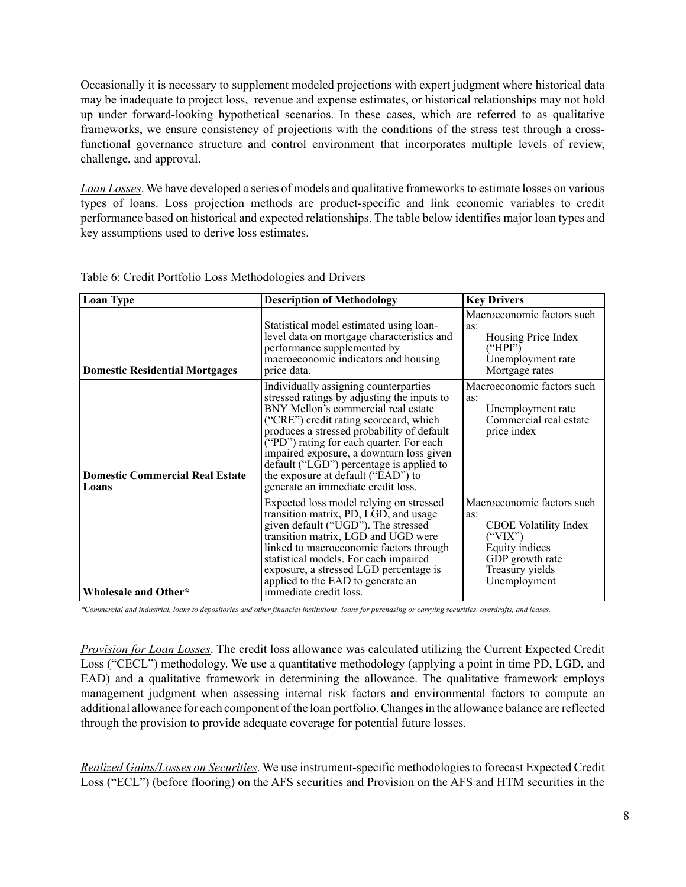Occasionally it is necessary to supplement modeled projections with expert judgment where historical data may be inadequate to project loss, revenue and expense estimates, or historical relationships may not hold up under forward-looking hypothetical scenarios. In these cases, which are referred to as qualitative frameworks, we ensure consistency of projections with the conditions of the stress test through a cross-functional governance structure and control environment that incorporates multiple levels of review, challenge, and approval.

*Loan Losses*. We have developed a series of models and qualitative frameworks to estimate losses on various types of loans. Loss projection methods are product-specific and link economic variables to credit performance based on historical and expected relationships. The table below identifies major loan types and key assumptions used to derive loss estimates.

Table 6: Credit Portfolio Loss Methodologies and Drivers

| Loan Type | Description of Methodology | Key Drivers |
|---|---|---|
| **Domestic Residential Mortgages** | Statistical model estimated using loan-level data on mortgage characteristics and performance supplemented by macroeconomic indicators and housing price data. | Macroeconomic factors such as: Housing Price Index ("HPI") Unemployment rate Mortgage rates |
| **Domestic Commercial Real Estate Loans** | Individually assigning counterparties stressed ratings by adjusting the inputs to BNY Mellon's commercial real estate ("CRE") credit rating scorecard, which produces a stressed probability of default ("PD") rating for each quarter. For each impaired exposure, a downturn loss given default ("LGD") percentage is applied to the exposure at default ("EAD") to generate an immediate credit loss. | Macroeconomic factors such as: Unemployment rate Commercial real estate price index |
| **Wholesale and Other*** | Expected loss model relying on stressed transition matrix, PD, LGD, and usage given default ("UGD"). The stressed transition matrix, LGD and UGD were linked to macroeconomic factors through statistical models. For each impaired exposure, a stressed LGD percentage is applied to the EAD to generate an immediate credit loss. | Macroeconomic factors such as: CBOE Volatility Index ("VIX") Equity indices GDP growth rate Treasury yields Unemployment |

*\*Commercial and industrial, loans to depositories and other financial institutions, loans for purchasing or carrying securities, overdrafts, and leases.*

*Provision for Loan Losses*. The credit loss allowance was calculated utilizing the Current Expected Credit Loss ("CECL") methodology. We use a quantitative methodology (applying a point in time PD, LGD, and EAD) and a qualitative framework in determining the allowance. The qualitative framework employs management judgment when assessing internal risk factors and environmental factors to compute an additional allowance for each component of the loan portfolio. Changes in the allowance balance are reflected through the provision to provide adequate coverage for potential future losses.

*Realized Gains/Losses on Securities*. We use instrument-specific methodologies to forecast Expected Credit Loss ("ECL") (before flooring) on the AFS securities and Provision on the AFS and HTM securities in the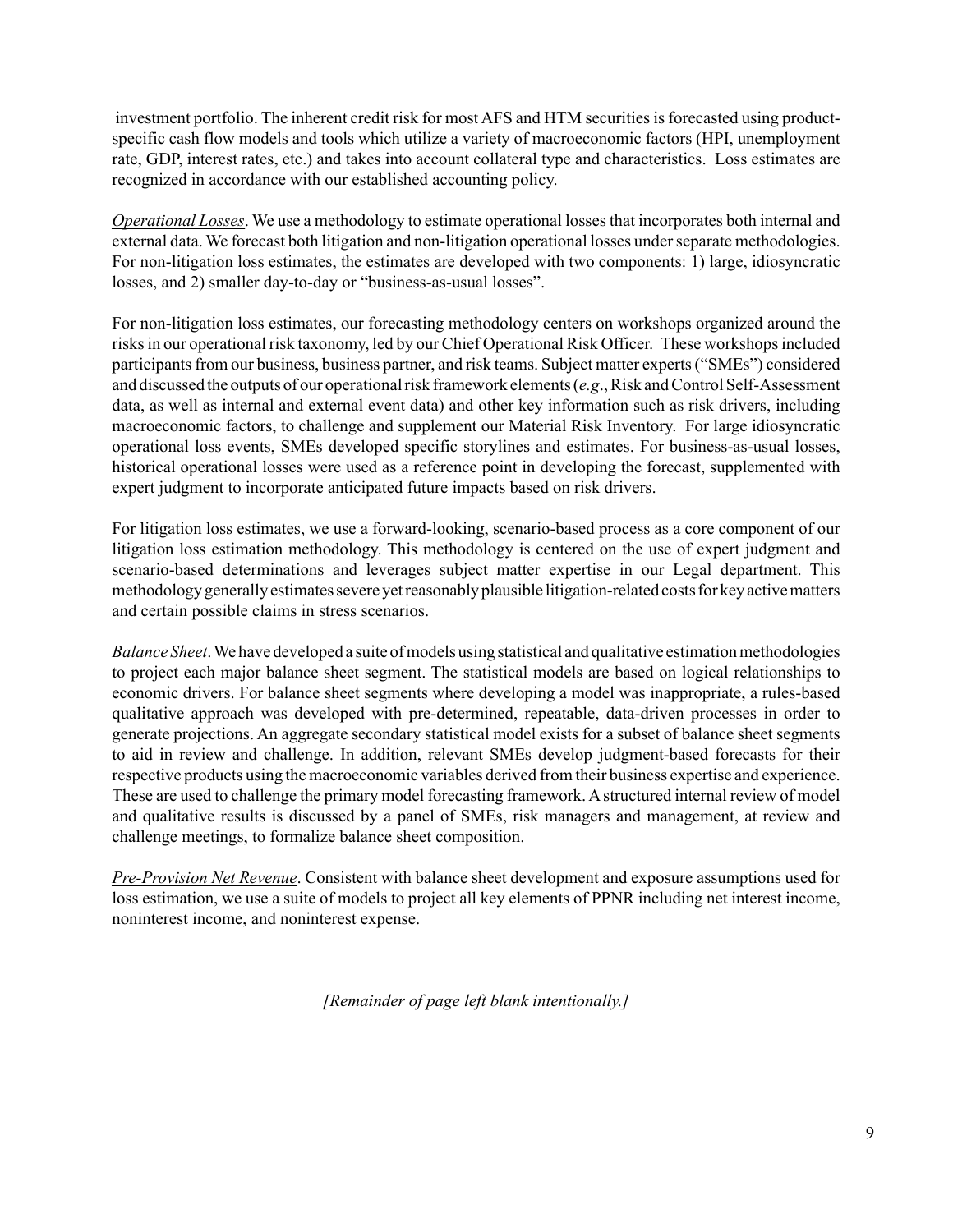investment portfolio. The inherent credit risk for most AFS and HTM securities is forecasted using product-specific cash flow models and tools which utilize a variety of macroeconomic factors (HPI, unemployment rate, GDP, interest rates, etc.) and takes into account collateral type and characteristics. Loss estimates are recognized in accordance with our established accounting policy.

*Operational Losses*. We use a methodology to estimate operational losses that incorporates both internal and external data. We forecast both litigation and non-litigation operational losses under separate methodologies. For non-litigation loss estimates, the estimates are developed with two components: 1) large, idiosyncratic losses, and 2) smaller day-to-day or "business-as-usual losses".

For non-litigation loss estimates, our forecasting methodology centers on workshops organized around the risks in our operational risk taxonomy, led by our Chief Operational Risk Officer. These workshops included participants from our business, business partner, and risk teams. Subject matter experts ("SMEs") considered and discussed the outputs of our operational risk framework elements (*e.g*., Risk and Control Self-Assessment data, as well as internal and external event data) and other key information such as risk drivers, including macroeconomic factors, to challenge and supplement our Material Risk Inventory. For large idiosyncratic operational loss events, SMEs developed specific storylines and estimates. For business-as-usual losses, historical operational losses were used as a reference point in developing the forecast, supplemented with expert judgment to incorporate anticipated future impacts based on risk drivers.

For litigation loss estimates, we use a forward-looking, scenario-based process as a core component of our litigation loss estimation methodology. This methodology is centered on the use of expert judgment and scenario-based determinations and leverages subject matter expertise in our Legal department. This methodology generally estimates severe yet reasonably plausible litigation-related costs for key active matters and certain possible claims in stress scenarios.

*Balance Sheet*. We have developed a suite of models using statistical and qualitative estimation methodologies to project each major balance sheet segment. The statistical models are based on logical relationships to economic drivers. For balance sheet segments where developing a model was inappropriate, a rules-based qualitative approach was developed with pre-determined, repeatable, data-driven processes in order to generate projections. An aggregate secondary statistical model exists for a subset of balance sheet segments to aid in review and challenge. In addition, relevant SMEs develop judgment-based forecasts for their respective products using the macroeconomic variables derived from their business expertise and experience. These are used to challenge the primary model forecasting framework. A structured internal review of model and qualitative results is discussed by a panel of SMEs, risk managers and management, at review and challenge meetings, to formalize balance sheet composition.

*Pre-Provision Net Revenue*. Consistent with balance sheet development and exposure assumptions used for loss estimation, we use a suite of models to project all key elements of PPNR including net interest income, noninterest income, and noninterest expense.

*[Remainder of page left blank intentionally.]*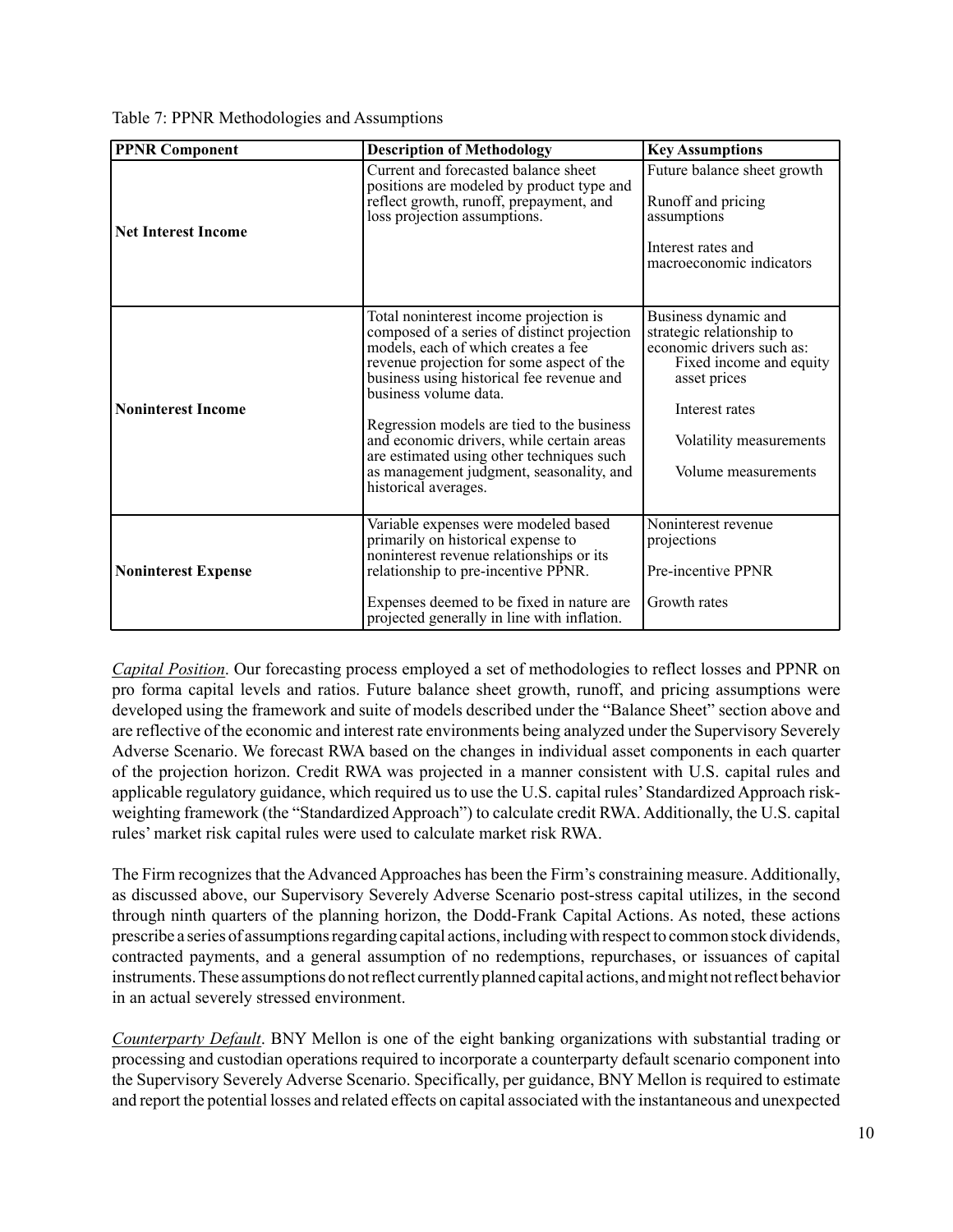Table 7: PPNR Methodologies and Assumptions

| PPNR Component | Description of Methodology | Key Assumptions |
|---|---|---|
| **Net Interest Income** | Current and forecasted balance sheet positions are modeled by product type and reflect growth, runoff, prepayment, and loss projection assumptions. | Future balance sheet growth<br><br>Runoff and pricing assumptions<br><br>Interest rates and macroeconomic indicators |
| **Noninterest Income** | Total noninterest income projection is composed of a series of distinct projection models, each of which creates a fee revenue projection for some aspect of the business using historical fee revenue and business volume data.<br><br>Regression models are tied to the business and economic drivers, while certain areas are estimated using other techniques such as management judgment, seasonality, and historical averages. | Business dynamic and strategic relationship to economic drivers such as:<br>Fixed income and equity asset prices<br><br>Interest rates<br><br>Volatility measurements<br><br>Volume measurements |
| **Noninterest Expense** | Variable expenses were modeled based primarily on historical expense to noninterest revenue relationships or its relationship to pre-incentive PPNR.<br><br>Expenses deemed to be fixed in nature are projected generally in line with inflation. | Noninterest revenue projections<br><br>Pre-incentive PPNR<br><br>Growth rates |

*Capital Position*. Our forecasting process employed a set of methodologies to reflect losses and PPNR on pro forma capital levels and ratios. Future balance sheet growth, runoff, and pricing assumptions were developed using the framework and suite of models described under the "Balance Sheet" section above and are reflective of the economic and interest rate environments being analyzed under the Supervisory Severely Adverse Scenario. We forecast RWA based on the changes in individual asset components in each quarter of the projection horizon. Credit RWA was projected in a manner consistent with U.S. capital rules and applicable regulatory guidance, which required us to use the U.S. capital rules' Standardized Approach risk-weighting framework (the "Standardized Approach") to calculate credit RWA. Additionally, the U.S. capital rules' market risk capital rules were used to calculate market risk RWA.

The Firm recognizes that the Advanced Approaches has been the Firm's constraining measure. Additionally, as discussed above, our Supervisory Severely Adverse Scenario post-stress capital utilizes, in the second through ninth quarters of the planning horizon, the Dodd-Frank Capital Actions. As noted, these actions prescribe a series of assumptions regarding capital actions, including with respect to common stock dividends, contracted payments, and a general assumption of no redemptions, repurchases, or issuances of capital instruments. These assumptions do not reflect currently planned capital actions, and might not reflect behavior in an actual severely stressed environment.

*Counterparty Default*. BNY Mellon is one of the eight banking organizations with substantial trading or processing and custodian operations required to incorporate a counterparty default scenario component into the Supervisory Severely Adverse Scenario. Specifically, per guidance, BNY Mellon is required to estimate and report the potential losses and related effects on capital associated with the instantaneous and unexpected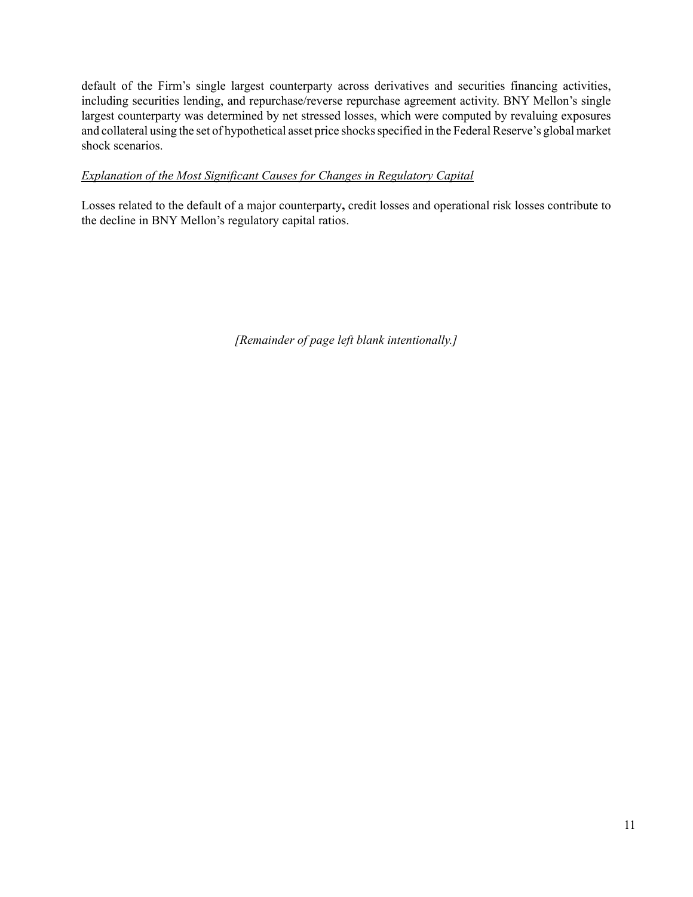default of the Firm's single largest counterparty across derivatives and securities financing activities, including securities lending, and repurchase/reverse repurchase agreement activity. BNY Mellon's single largest counterparty was determined by net stressed losses, which were computed by revaluing exposures and collateral using the set of hypothetical asset price shocks specified in the Federal Reserve's global market shock scenarios.

*Explanation of the Most Significant Causes for Changes in Regulatory Capital*

Losses related to the default of a major counterparty**,** credit losses and operational risk losses contribute to the decline in BNY Mellon's regulatory capital ratios.

*[Remainder of page left blank intentionally.]*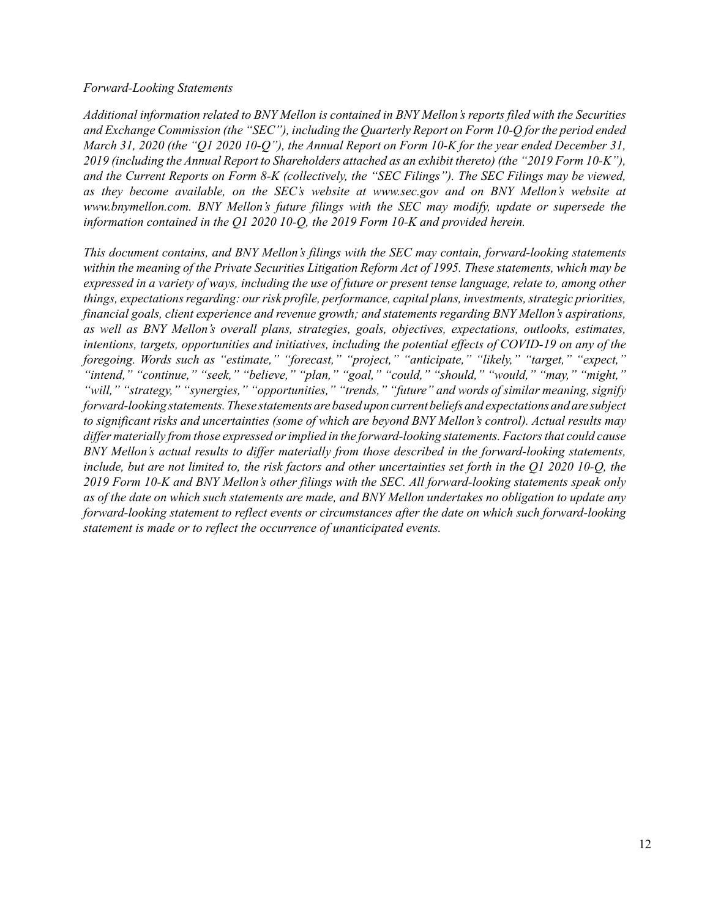*Forward-Looking Statements*

*Additional information related to BNY Mellon is contained in BNY Mellon's reports filed with the Securities and Exchange Commission (the "SEC"), including the Quarterly Report on Form 10-Q for the period ended March 31, 2020 (the "Q1 2020 10-Q"), the Annual Report on Form 10-K for the year ended December 31, 2019 (including the Annual Report to Shareholders attached as an exhibit thereto) (the "2019 Form 10-K"), and the Current Reports on Form 8-K (collectively, the "SEC Filings"). The SEC Filings may be viewed, as they become available, on the SEC's website at www.sec.gov and on BNY Mellon's website at www.bnymellon.com. BNY Mellon's future filings with the SEC may modify, update or supersede the information contained in the Q1 2020 10-Q, the 2019 Form 10-K and provided herein.*

*This document contains, and BNY Mellon's filings with the SEC may contain, forward-looking statements within the meaning of the Private Securities Litigation Reform Act of 1995. These statements, which may be expressed in a variety of ways, including the use of future or present tense language, relate to, among other things, expectations regarding: our risk profile, performance, capital plans, investments, strategic priorities, financial goals, client experience and revenue growth; and statements regarding BNY Mellon's aspirations, as well as BNY Mellon's overall plans, strategies, goals, objectives, expectations, outlooks, estimates, intentions, targets, opportunities and initiatives, including the potential effects of COVID-19 on any of the foregoing. Words such as "estimate," "forecast," "project," "anticipate," "likely," "target," "expect," "intend," "continue," "seek," "believe," "plan," "goal," "could," "should," "would," "may," "might," "will," "strategy," "synergies," "opportunities," "trends," "future" and words of similar meaning, signify forward-looking statements. These statements are based upon current beliefs and expectations and are subject to significant risks and uncertainties (some of which are beyond BNY Mellon's control). Actual results may differ materially from those expressed or implied in the forward-looking statements. Factors that could cause BNY Mellon's actual results to differ materially from those described in the forward-looking statements, include, but are not limited to, the risk factors and other uncertainties set forth in the Q1 2020 10-Q, the 2019 Form 10-K and BNY Mellon's other filings with the SEC. All forward-looking statements speak only as of the date on which such statements are made, and BNY Mellon undertakes no obligation to update any forward-looking statement to reflect events or circumstances after the date on which such forward-looking statement is made or to reflect the occurrence of unanticipated events.*